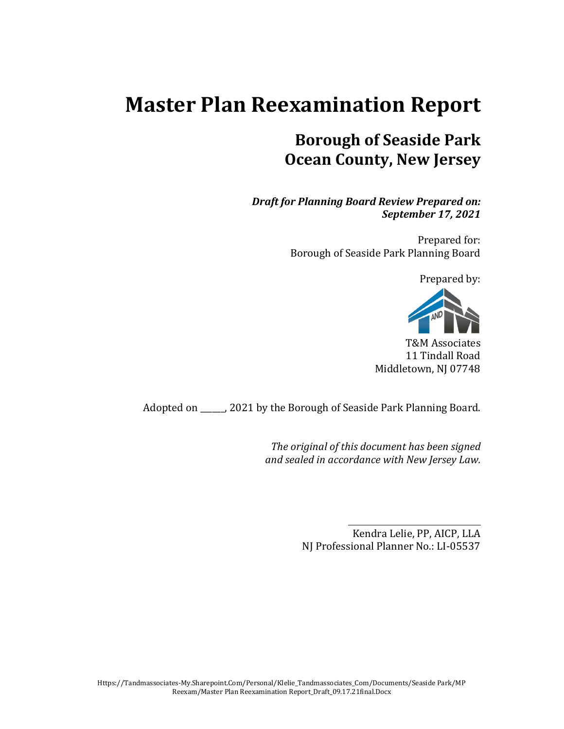# Master Plan Reexamination Report

## Borough of Seaside Park
## Ocean County, New Jersey

***Draft for Planning Board Review Prepared on: September 17, 2021***

Prepared for:
Borough of Seaside Park Planning Board

Prepared by:

T&M Associates
11 Tindall Road
Middletown, NJ 07748

Adopted on _____, 2021 by the Borough of Seaside Park Planning Board.

*The original of this document has been signed and sealed in accordance with New Jersey Law.*

Kendra Lelie, PP, AICP, LLA
NJ Professional Planner No.: LI-05537

Https://Tandmassociates-My.Sharepoint.Com/Personal/Klelie_Tandmassociates_Com/Documents/Seaside Park/MP Reexam/Master Plan Reexamination Report_Draft_09.17.21final.Docx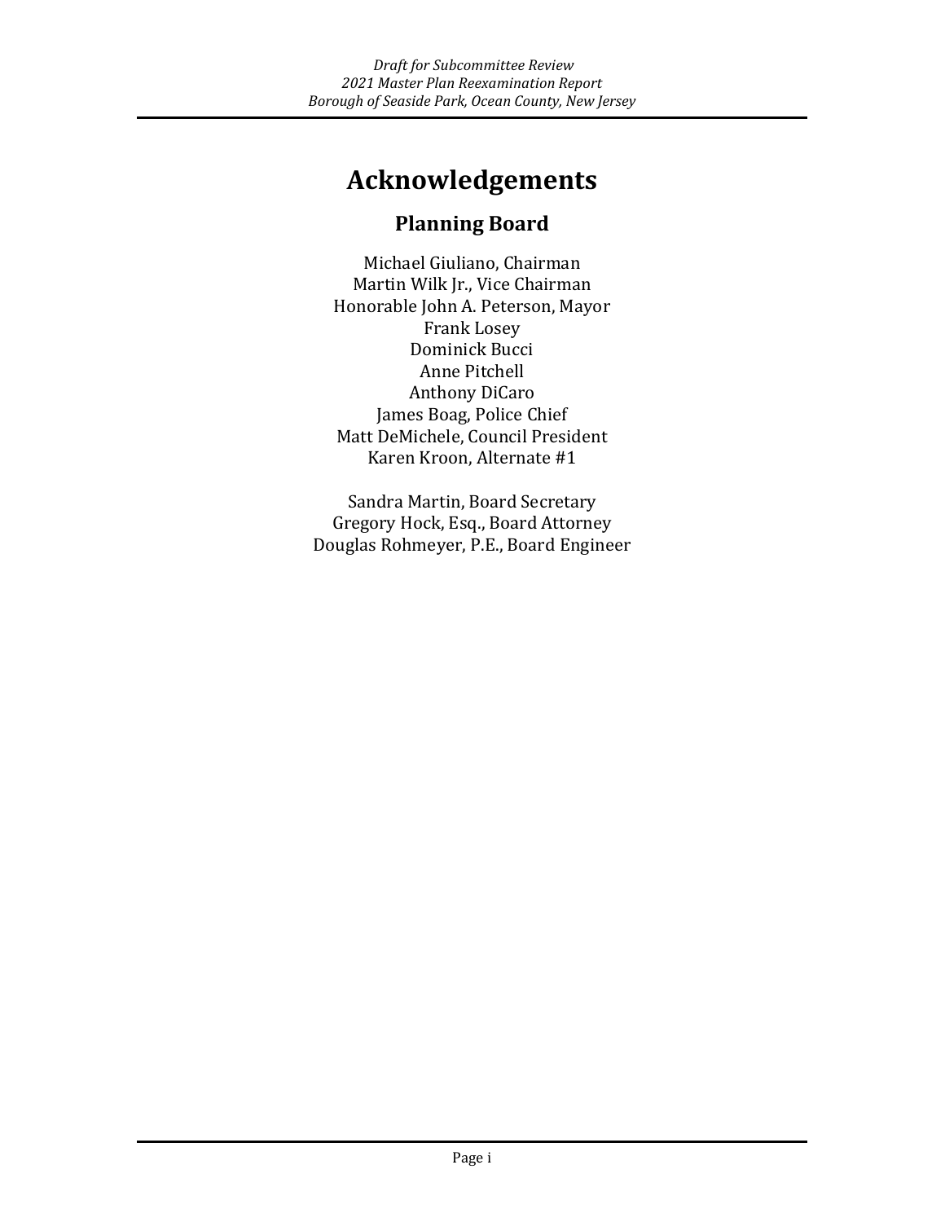# Acknowledgements

## Planning Board

Michael Giuliano, Chairman
Martin Wilk Jr., Vice Chairman
Honorable John A. Peterson, Mayor
Frank Losey
Dominick Bucci
Anne Pitchell
Anthony DiCaro
James Boag, Police Chief
Matt DeMichele, Council President
Karen Kroon, Alternate #1

Sandra Martin, Board Secretary
Gregory Hock, Esq., Board Attorney
Douglas Rohmeyer, P.E., Board Engineer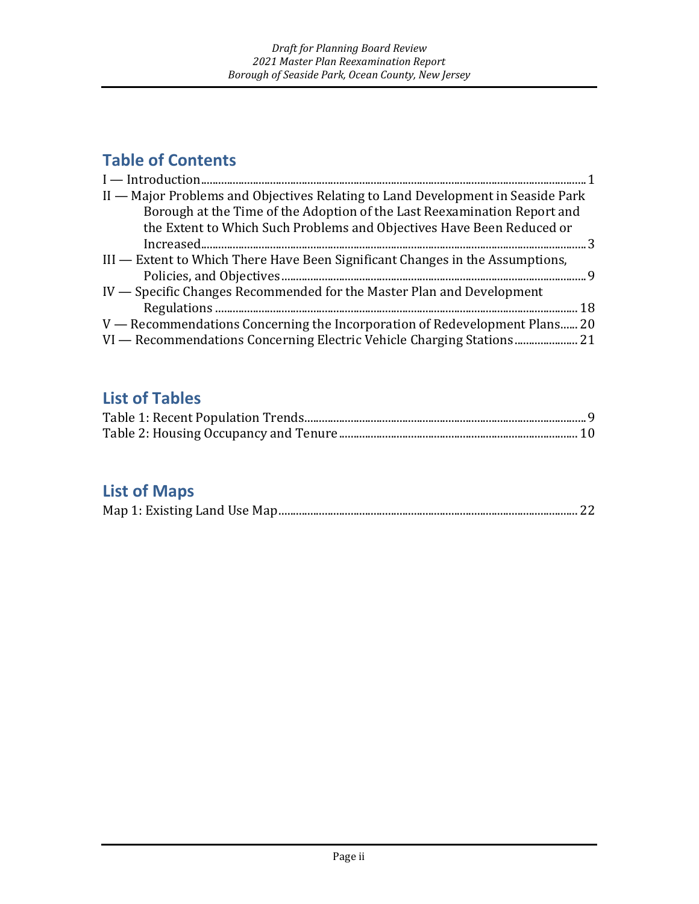## Table of Contents

I — Introduction ..... 1

II — Major Problems and Objectives Relating to Land Development in Seaside Park Borough at the Time of the Adoption of the Last Reexamination Report and the Extent to Which Such Problems and Objectives Have Been Reduced or Increased ..... 3

III — Extent to Which There Have Been Significant Changes in the Assumptions, Policies, and Objectives ..... 9

IV — Specific Changes Recommended for the Master Plan and Development Regulations ..... 18

V — Recommendations Concerning the Incorporation of Redevelopment Plans ..... 20

VI — Recommendations Concerning Electric Vehicle Charging Stations ..... 21

## List of Tables

Table 1: Recent Population Trends ..... 9

Table 2: Housing Occupancy and Tenure ..... 10

## List of Maps

Map 1: Existing Land Use Map ..... 22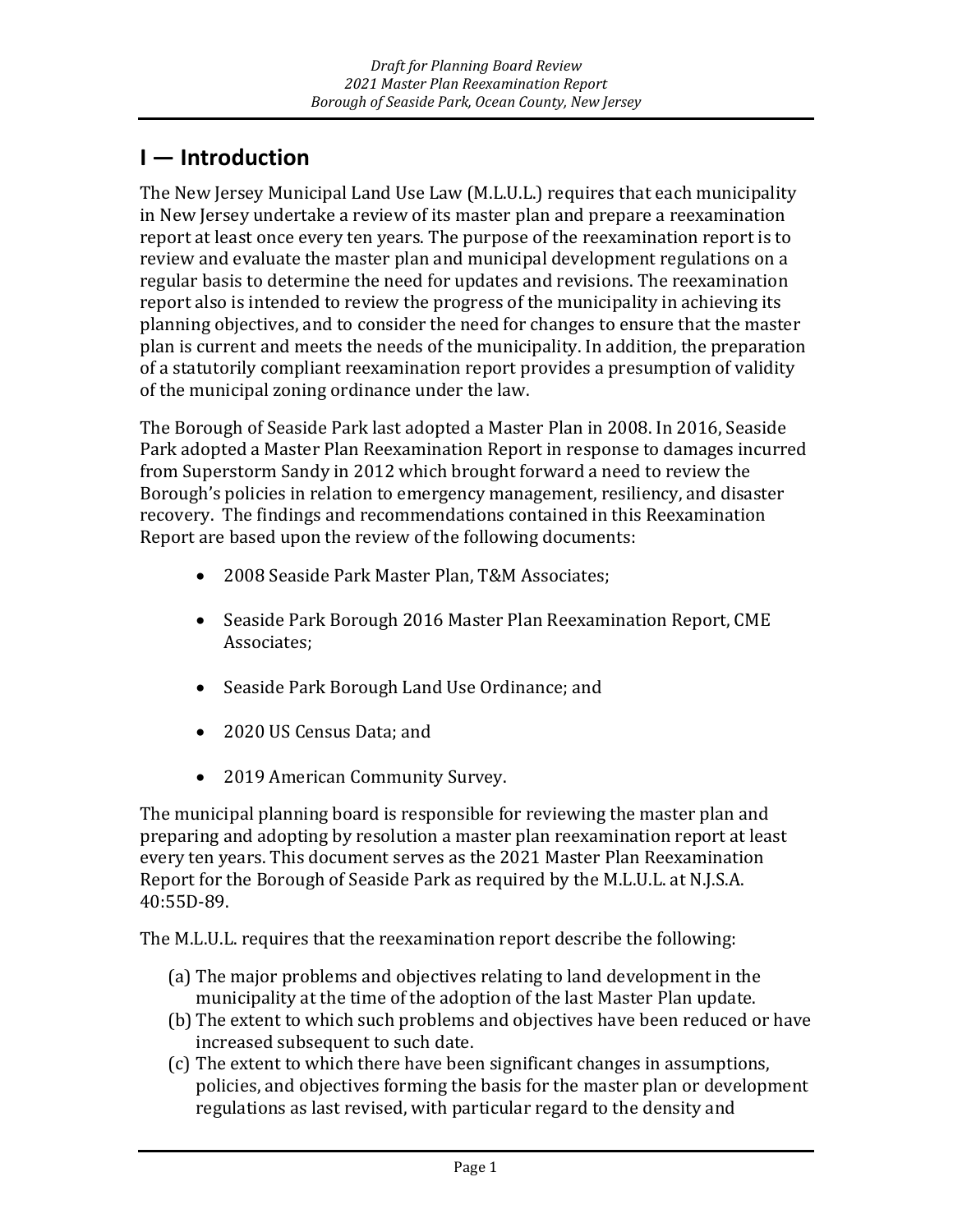# I — Introduction

The New Jersey Municipal Land Use Law (M.L.U.L.) requires that each municipality in New Jersey undertake a review of its master plan and prepare a reexamination report at least once every ten years. The purpose of the reexamination report is to review and evaluate the master plan and municipal development regulations on a regular basis to determine the need for updates and revisions. The reexamination report also is intended to review the progress of the municipality in achieving its planning objectives, and to consider the need for changes to ensure that the master plan is current and meets the needs of the municipality. In addition, the preparation of a statutorily compliant reexamination report provides a presumption of validity of the municipal zoning ordinance under the law.

The Borough of Seaside Park last adopted a Master Plan in 2008. In 2016, Seaside Park adopted a Master Plan Reexamination Report in response to damages incurred from Superstorm Sandy in 2012 which brought forward a need to review the Borough's policies in relation to emergency management, resiliency, and disaster recovery. The findings and recommendations contained in this Reexamination Report are based upon the review of the following documents:

- 2008 Seaside Park Master Plan, T&M Associates;
- Seaside Park Borough 2016 Master Plan Reexamination Report, CME Associates;
- Seaside Park Borough Land Use Ordinance; and
- 2020 US Census Data; and
- 2019 American Community Survey.

The municipal planning board is responsible for reviewing the master plan and preparing and adopting by resolution a master plan reexamination report at least every ten years. This document serves as the 2021 Master Plan Reexamination Report for the Borough of Seaside Park as required by the M.L.U.L. at N.J.S.A. 40:55D-89.

The M.L.U.L. requires that the reexamination report describe the following:

(a) The major problems and objectives relating to land development in the municipality at the time of the adoption of the last Master Plan update.
(b) The extent to which such problems and objectives have been reduced or have increased subsequent to such date.
(c) The extent to which there have been significant changes in assumptions, policies, and objectives forming the basis for the master plan or development regulations as last revised, with particular regard to the density and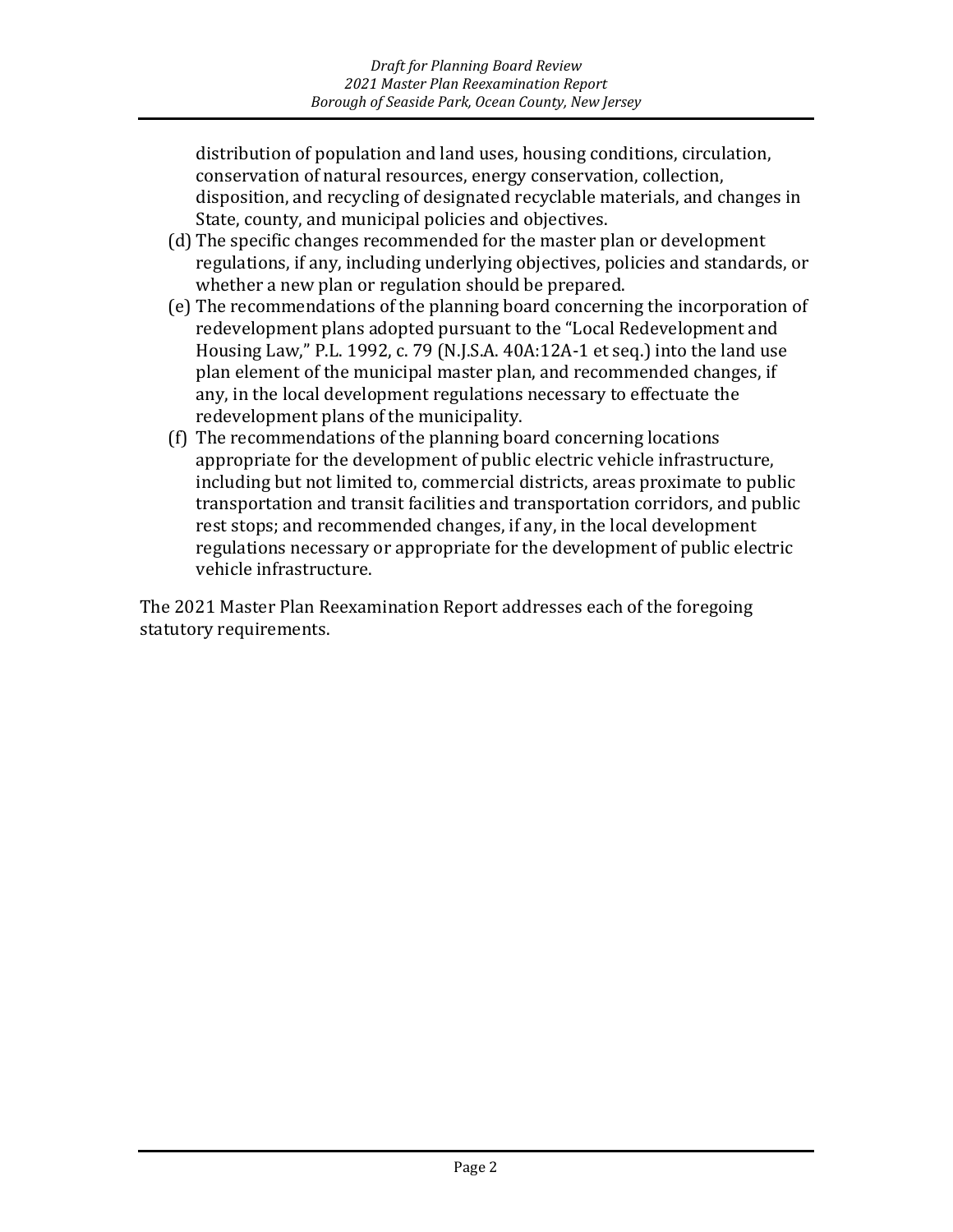distribution of population and land uses, housing conditions, circulation, conservation of natural resources, energy conservation, collection, disposition, and recycling of designated recyclable materials, and changes in State, county, and municipal policies and objectives.

(d) The specific changes recommended for the master plan or development regulations, if any, including underlying objectives, policies and standards, or whether a new plan or regulation should be prepared.

(e) The recommendations of the planning board concerning the incorporation of redevelopment plans adopted pursuant to the "Local Redevelopment and Housing Law," P.L. 1992, c. 79 (N.J.S.A. 40A:12A-1 et seq.) into the land use plan element of the municipal master plan, and recommended changes, if any, in the local development regulations necessary to effectuate the redevelopment plans of the municipality.

(f) The recommendations of the planning board concerning locations appropriate for the development of public electric vehicle infrastructure, including but not limited to, commercial districts, areas proximate to public transportation and transit facilities and transportation corridors, and public rest stops; and recommended changes, if any, in the local development regulations necessary or appropriate for the development of public electric vehicle infrastructure.

The 2021 Master Plan Reexamination Report addresses each of the foregoing statutory requirements.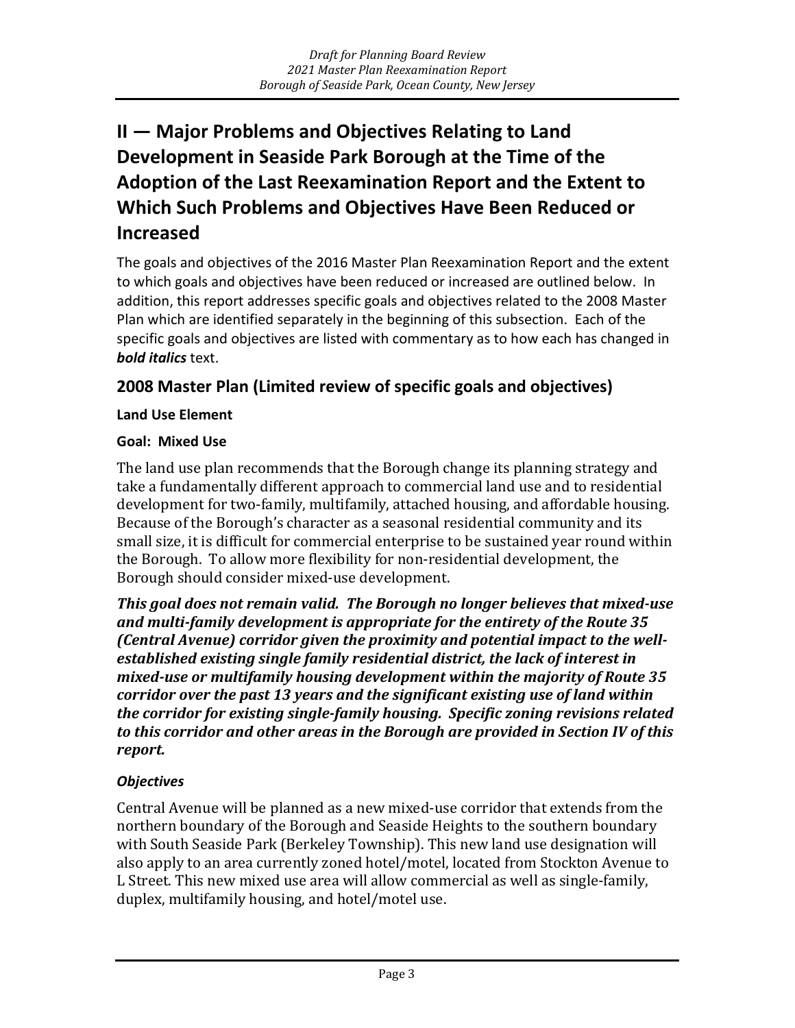# II — Major Problems and Objectives Relating to Land Development in Seaside Park Borough at the Time of the Adoption of the Last Reexamination Report and the Extent to Which Such Problems and Objectives Have Been Reduced or Increased

The goals and objectives of the 2016 Master Plan Reexamination Report and the extent to which goals and objectives have been reduced or increased are outlined below. In addition, this report addresses specific goals and objectives related to the 2008 Master Plan which are identified separately in the beginning of this subsection. Each of the specific goals and objectives are listed with commentary as to how each has changed in ***bold italics*** text.

## 2008 Master Plan (Limited review of specific goals and objectives)

**Land Use Element**

**Goal: Mixed Use**

The land use plan recommends that the Borough change its planning strategy and take a fundamentally different approach to commercial land use and to residential development for two-family, multifamily, attached housing, and affordable housing. Because of the Borough's character as a seasonal residential community and its small size, it is difficult for commercial enterprise to be sustained year round within the Borough. To allow more flexibility for non-residential development, the Borough should consider mixed-use development.

***This goal does not remain valid. The Borough no longer believes that mixed-use and multi-family development is appropriate for the entirety of the Route 35 (Central Avenue) corridor given the proximity and potential impact to the well-established existing single family residential district, the lack of interest in mixed-use or multifamily housing development within the majority of Route 35 corridor over the past 13 years and the significant existing use of land within the corridor for existing single-family housing. Specific zoning revisions related to this corridor and other areas in the Borough are provided in Section IV of this report.***

***Objectives***

Central Avenue will be planned as a new mixed-use corridor that extends from the northern boundary of the Borough and Seaside Heights to the southern boundary with South Seaside Park (Berkeley Township). This new land use designation will also apply to an area currently zoned hotel/motel, located from Stockton Avenue to L Street. This new mixed use area will allow commercial as well as single-family, duplex, multifamily housing, and hotel/motel use.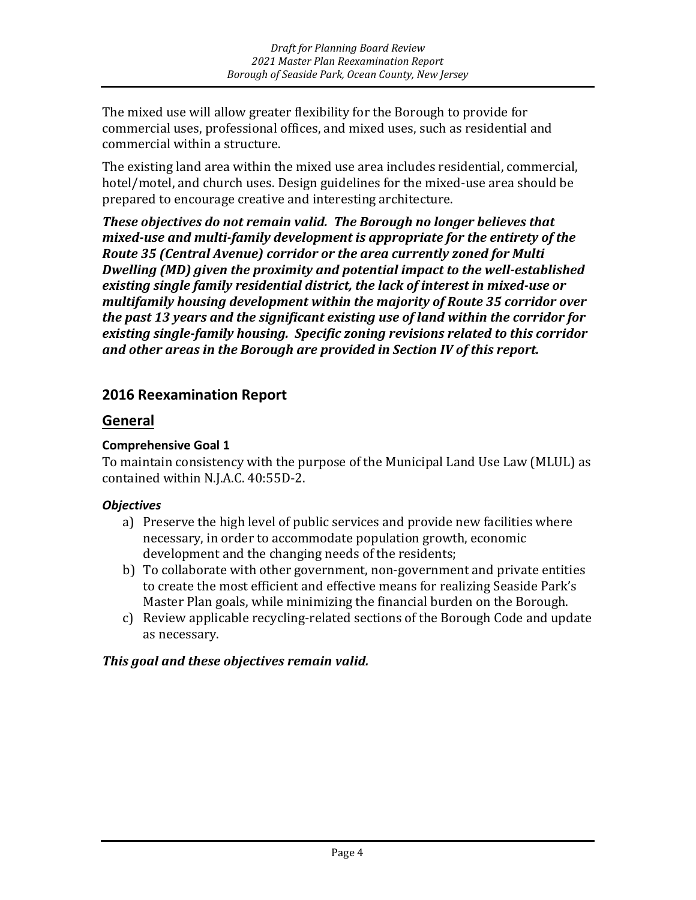The mixed use will allow greater flexibility for the Borough to provide for commercial uses, professional offices, and mixed uses, such as residential and commercial within a structure.

The existing land area within the mixed use area includes residential, commercial, hotel/motel, and church uses. Design guidelines for the mixed-use area should be prepared to encourage creative and interesting architecture.

***These objectives do not remain valid. The Borough no longer believes that mixed-use and multi-family development is appropriate for the entirety of the Route 35 (Central Avenue) corridor or the area currently zoned for Multi Dwelling (MD) given the proximity and potential impact to the well-established existing single family residential district, the lack of interest in mixed-use or multifamily housing development within the majority of Route 35 corridor over the past 13 years and the significant existing use of land within the corridor for existing single-family housing. Specific zoning revisions related to this corridor and other areas in the Borough are provided in Section IV of this report.***

## 2016 Reexamination Report

## General

#### Comprehensive Goal 1

To maintain consistency with the purpose of the Municipal Land Use Law (MLUL) as contained within N.J.A.C. 40:55D-2.

#### *Objectives*

a) Preserve the high level of public services and provide new facilities where necessary, in order to accommodate population growth, economic development and the changing needs of the residents;
b) To collaborate with other government, non-government and private entities to create the most efficient and effective means for realizing Seaside Park's Master Plan goals, while minimizing the financial burden on the Borough.
c) Review applicable recycling-related sections of the Borough Code and update as necessary.

***This goal and these objectives remain valid.***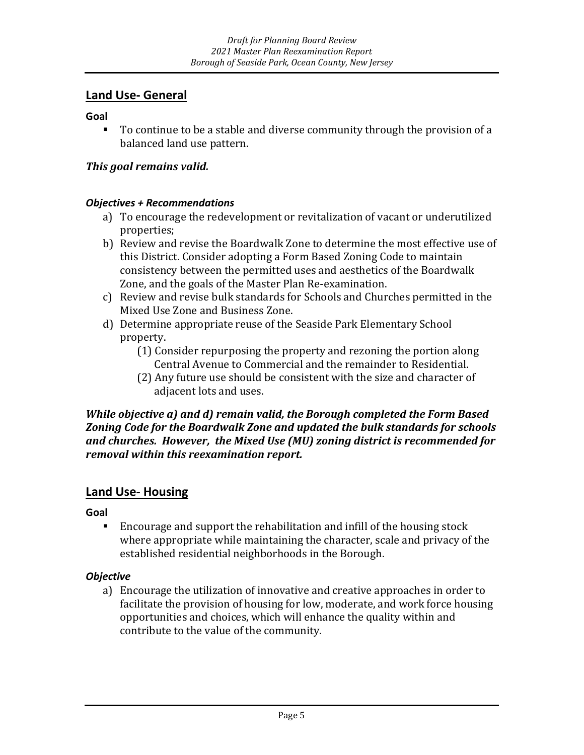## Land Use- General

**Goal**

- To continue to be a stable and diverse community through the provision of a balanced land use pattern.

***This goal remains valid.***

***Objectives + Recommendations***

a) To encourage the redevelopment or revitalization of vacant or underutilized properties;
b) Review and revise the Boardwalk Zone to determine the most effective use of this District. Consider adopting a Form Based Zoning Code to maintain consistency between the permitted uses and aesthetics of the Boardwalk Zone, and the goals of the Master Plan Re-examination.
c) Review and revise bulk standards for Schools and Churches permitted in the Mixed Use Zone and Business Zone.
d) Determine appropriate reuse of the Seaside Park Elementary School property.
   (1) Consider repurposing the property and rezoning the portion along Central Avenue to Commercial and the remainder to Residential.
   (2) Any future use should be consistent with the size and character of adjacent lots and uses.

***While objective a) and d) remain valid, the Borough completed the Form Based Zoning Code for the Boardwalk Zone and updated the bulk standards for schools and churches. However, the Mixed Use (MU) zoning district is recommended for removal within this reexamination report.***

## Land Use- Housing

**Goal**

- Encourage and support the rehabilitation and infill of the housing stock where appropriate while maintaining the character, scale and privacy of the established residential neighborhoods in the Borough.

***Objective***

a) Encourage the utilization of innovative and creative approaches in order to facilitate the provision of housing for low, moderate, and work force housing opportunities and choices, which will enhance the quality within and contribute to the value of the community.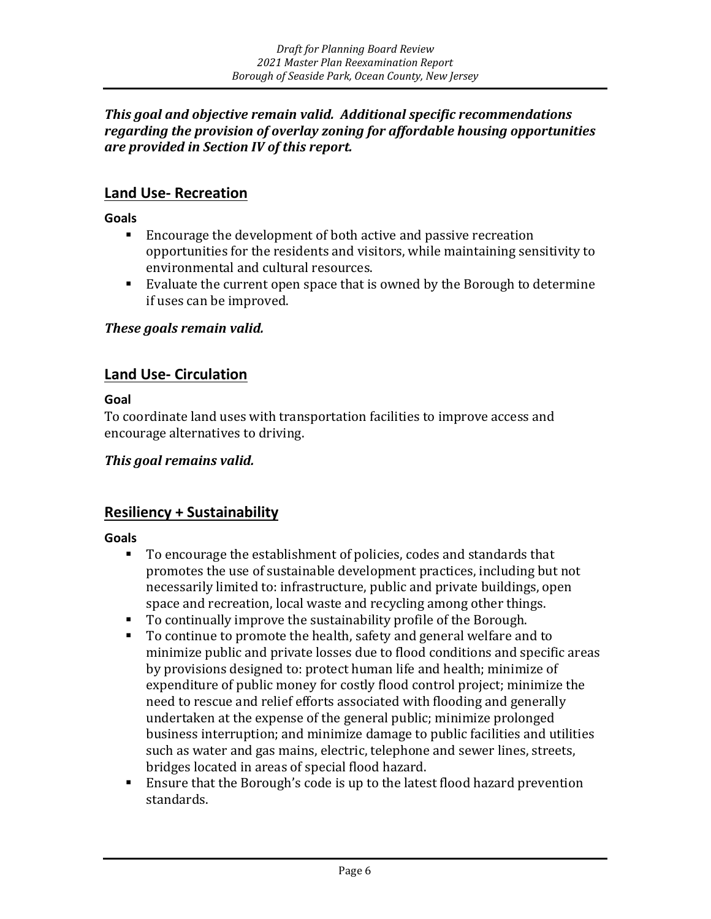***This goal and objective remain valid. Additional specific recommendations regarding the provision of overlay zoning for affordable housing opportunities are provided in Section IV of this report.***

## Land Use- Recreation

**Goals**

- Encourage the development of both active and passive recreation opportunities for the residents and visitors, while maintaining sensitivity to environmental and cultural resources.
- Evaluate the current open space that is owned by the Borough to determine if uses can be improved.

***These goals remain valid.***

## Land Use- Circulation

**Goal**

To coordinate land uses with transportation facilities to improve access and encourage alternatives to driving.

***This goal remains valid.***

## Resiliency + Sustainability

**Goals**

- To encourage the establishment of policies, codes and standards that promotes the use of sustainable development practices, including but not necessarily limited to: infrastructure, public and private buildings, open space and recreation, local waste and recycling among other things.
- To continually improve the sustainability profile of the Borough.
- To continue to promote the health, safety and general welfare and to minimize public and private losses due to flood conditions and specific areas by provisions designed to: protect human life and health; minimize of expenditure of public money for costly flood control project; minimize the need to rescue and relief efforts associated with flooding and generally undertaken at the expense of the general public; minimize prolonged business interruption; and minimize damage to public facilities and utilities such as water and gas mains, electric, telephone and sewer lines, streets, bridges located in areas of special flood hazard.
- Ensure that the Borough's code is up to the latest flood hazard prevention standards.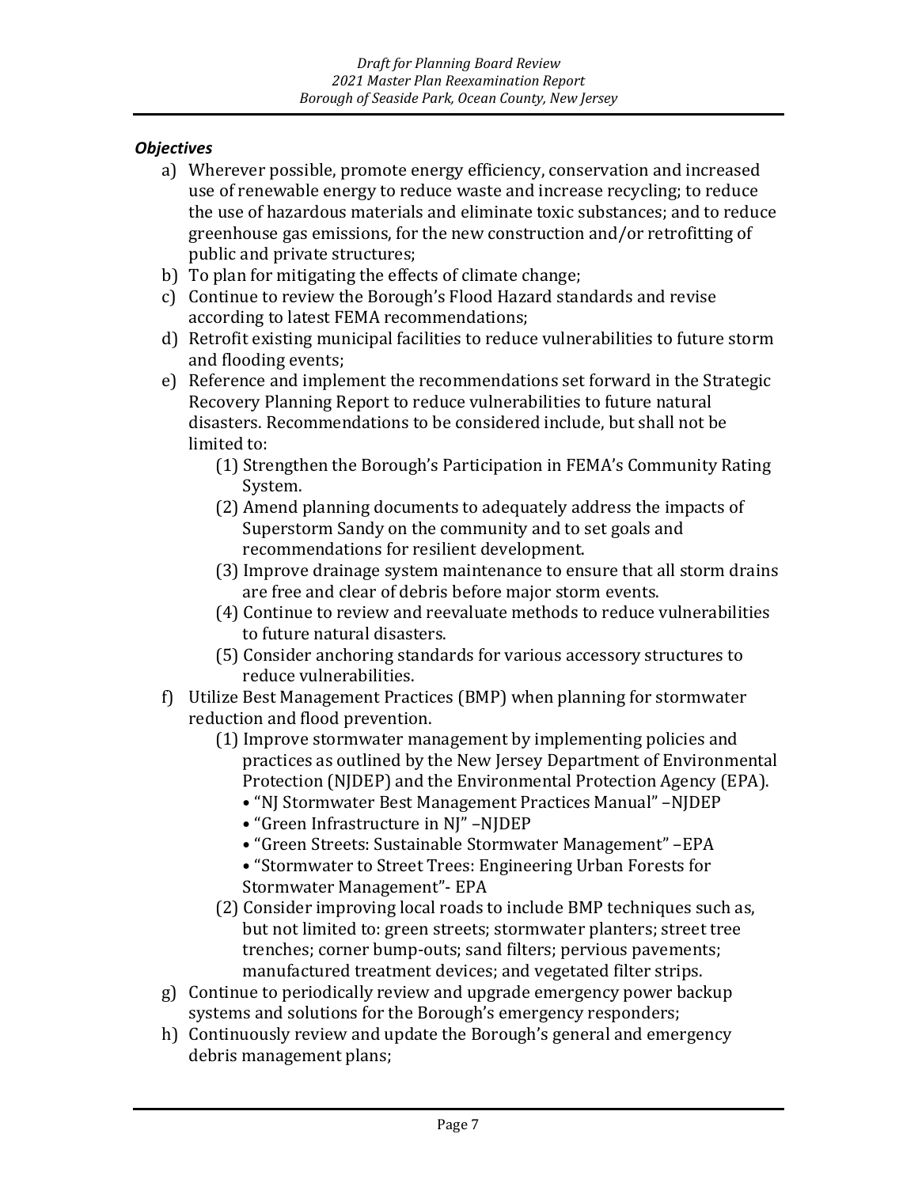***Objectives***

a) Wherever possible, promote energy efficiency, conservation and increased use of renewable energy to reduce waste and increase recycling; to reduce the use of hazardous materials and eliminate toxic substances; and to reduce greenhouse gas emissions, for the new construction and/or retrofitting of public and private structures;
b) To plan for mitigating the effects of climate change;
c) Continue to review the Borough's Flood Hazard standards and revise according to latest FEMA recommendations;
d) Retrofit existing municipal facilities to reduce vulnerabilities to future storm and flooding events;
e) Reference and implement the recommendations set forward in the Strategic Recovery Planning Report to reduce vulnerabilities to future natural disasters. Recommendations to be considered include, but shall not be limited to:
    (1) Strengthen the Borough's Participation in FEMA's Community Rating System.
    (2) Amend planning documents to adequately address the impacts of Superstorm Sandy on the community and to set goals and recommendations for resilient development.
    (3) Improve drainage system maintenance to ensure that all storm drains are free and clear of debris before major storm events.
    (4) Continue to review and reevaluate methods to reduce vulnerabilities to future natural disasters.
    (5) Consider anchoring standards for various accessory structures to reduce vulnerabilities.
f) Utilize Best Management Practices (BMP) when planning for stormwater reduction and flood prevention.
    (1) Improve stormwater management by implementing policies and practices as outlined by the New Jersey Department of Environmental Protection (NJDEP) and the Environmental Protection Agency (EPA).
    - "NJ Stormwater Best Management Practices Manual" –NJDEP
    - "Green Infrastructure in NJ" –NJDEP
    - "Green Streets: Sustainable Stormwater Management" –EPA
    - "Stormwater to Street Trees: Engineering Urban Forests for Stormwater Management"- EPA

    (2) Consider improving local roads to include BMP techniques such as, but not limited to: green streets; stormwater planters; street tree trenches; corner bump-outs; sand filters; pervious pavements; manufactured treatment devices; and vegetated filter strips.
g) Continue to periodically review and upgrade emergency power backup systems and solutions for the Borough's emergency responders;
h) Continuously review and update the Borough's general and emergency debris management plans;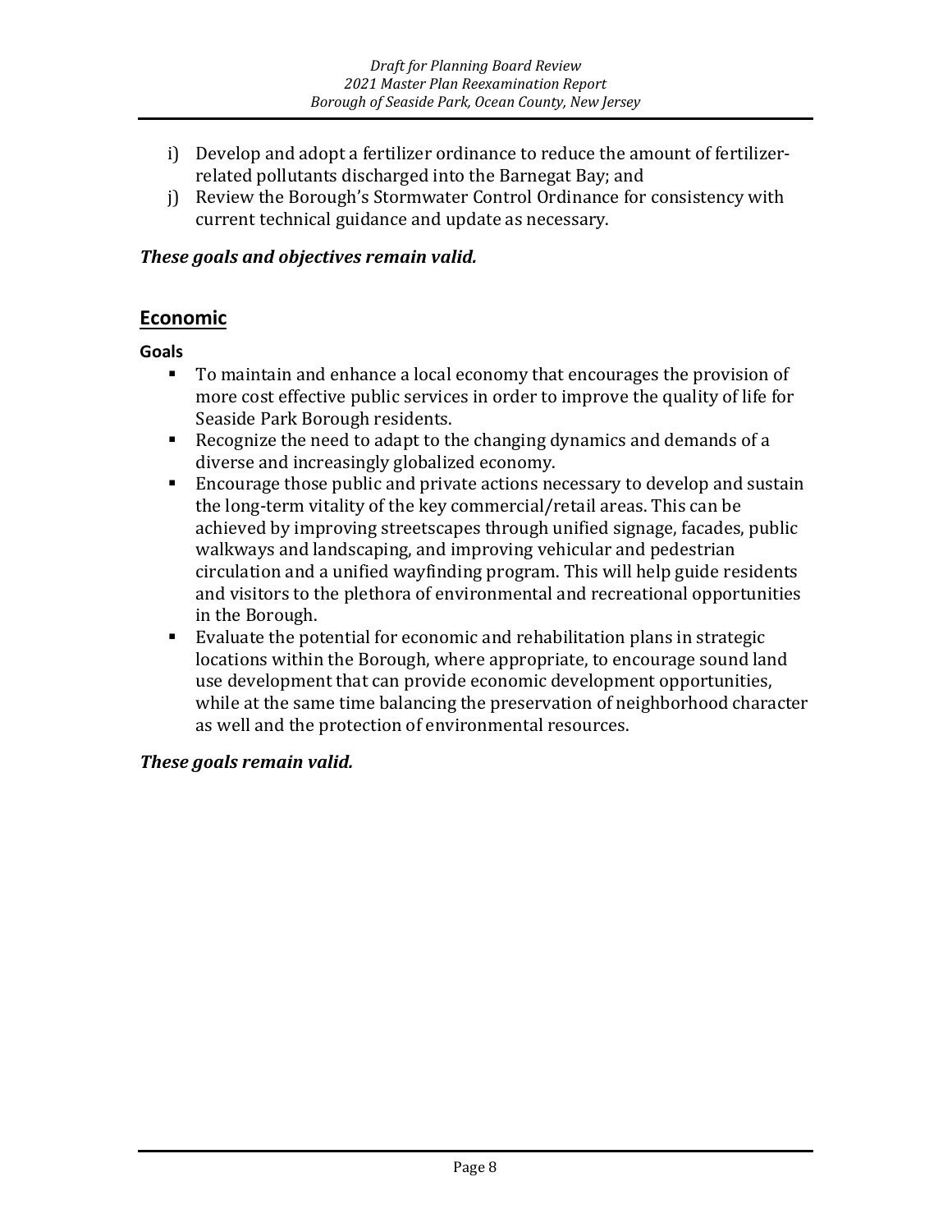i) Develop and adopt a fertilizer ordinance to reduce the amount of fertilizer-related pollutants discharged into the Barnegat Bay; and
j) Review the Borough's Stormwater Control Ordinance for consistency with current technical guidance and update as necessary.

***These goals and objectives remain valid.***

## Economic

**Goals**

- To maintain and enhance a local economy that encourages the provision of more cost effective public services in order to improve the quality of life for Seaside Park Borough residents.
- Recognize the need to adapt to the changing dynamics and demands of a diverse and increasingly globalized economy.
- Encourage those public and private actions necessary to develop and sustain the long-term vitality of the key commercial/retail areas. This can be achieved by improving streetscapes through unified signage, facades, public walkways and landscaping, and improving vehicular and pedestrian circulation and a unified wayfinding program. This will help guide residents and visitors to the plethora of environmental and recreational opportunities in the Borough.
- Evaluate the potential for economic and rehabilitation plans in strategic locations within the Borough, where appropriate, to encourage sound land use development that can provide economic development opportunities, while at the same time balancing the preservation of neighborhood character as well and the protection of environmental resources.

***These goals remain valid.***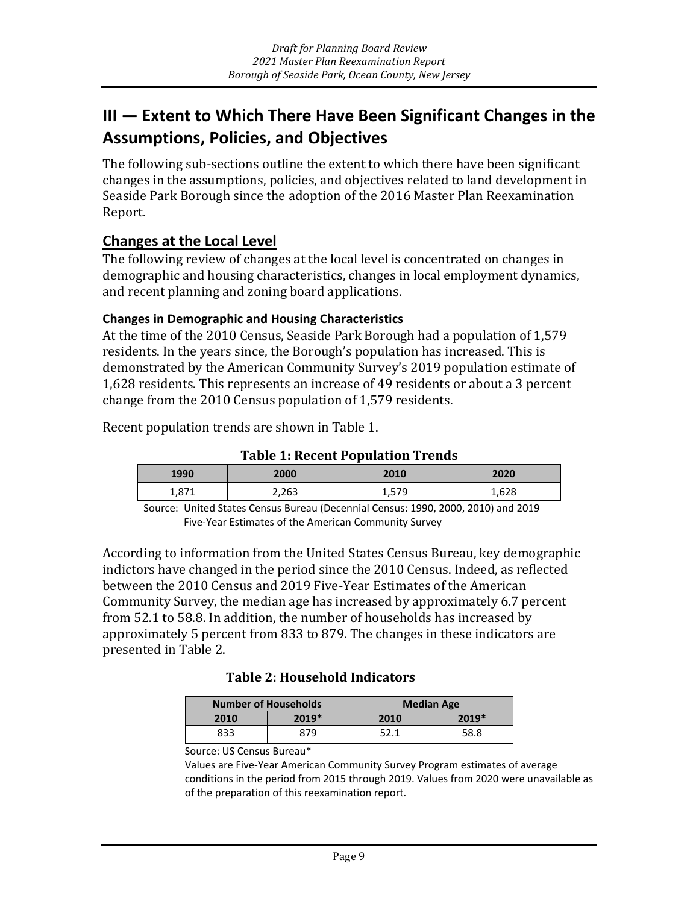## III — Extent to Which There Have Been Significant Changes in the Assumptions, Policies, and Objectives

The following sub-sections outline the extent to which there have been significant changes in the assumptions, policies, and objectives related to land development in Seaside Park Borough since the adoption of the 2016 Master Plan Reexamination Report.

### Changes at the Local Level

The following review of changes at the local level is concentrated on changes in demographic and housing characteristics, changes in local employment dynamics, and recent planning and zoning board applications.

#### Changes in Demographic and Housing Characteristics

At the time of the 2010 Census, Seaside Park Borough had a population of 1,579 residents. In the years since, the Borough's population has increased. This is demonstrated by the American Community Survey's 2019 population estimate of 1,628 residents. This represents an increase of 49 residents or about a 3 percent change from the 2010 Census population of 1,579 residents.

Recent population trends are shown in Table 1.

**Table 1: Recent Population Trends**

| 1990 | 2000 | 2010 | 2020 |
|---|---|---|---|
| 1,871 | 2,263 | 1,579 | 1,628 |

Source: United States Census Bureau (Decennial Census: 1990, 2000, 2010) and 2019 Five-Year Estimates of the American Community Survey

According to information from the United States Census Bureau, key demographic indictors have changed in the period since the 2010 Census. Indeed, as reflected between the 2010 Census and 2019 Five-Year Estimates of the American Community Survey, the median age has increased by approximately 6.7 percent from 52.1 to 58.8. In addition, the number of households has increased by approximately 5 percent from 833 to 879. The changes in these indicators are presented in Table 2.

**Table 2: Household Indicators**

| Number of Households | | Median Age | |
|---|---|---|---|
| 2010 | 2019* | 2010 | 2019* |
| 833 | 879 | 52.1 | 58.8 |

Source: US Census Bureau*

Values are Five-Year American Community Survey Program estimates of average conditions in the period from 2015 through 2019. Values from 2020 were unavailable as of the preparation of this reexamination report.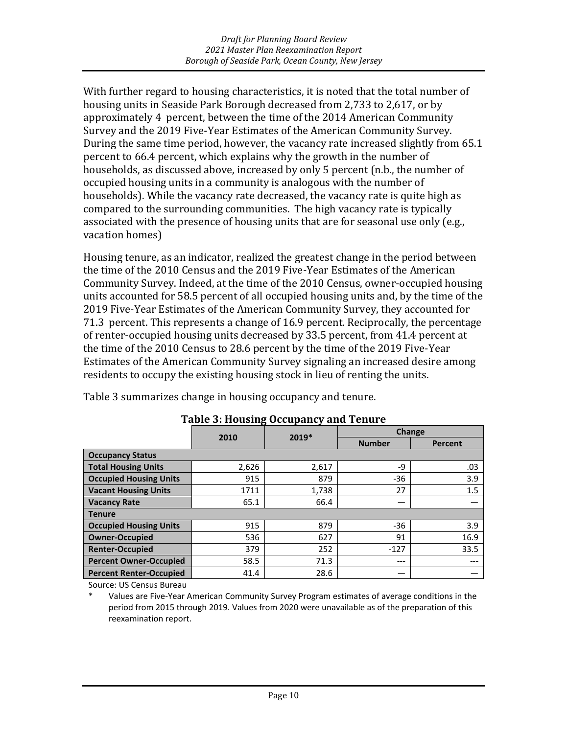With further regard to housing characteristics, it is noted that the total number of housing units in Seaside Park Borough decreased from 2,733 to 2,617, or by approximately 4 percent, between the time of the 2014 American Community Survey and the 2019 Five-Year Estimates of the American Community Survey. During the same time period, however, the vacancy rate increased slightly from 65.1 percent to 66.4 percent, which explains why the growth in the number of households, as discussed above, increased by only 5 percent (n.b., the number of occupied housing units in a community is analogous with the number of households). While the vacancy rate decreased, the vacancy rate is quite high as compared to the surrounding communities. The high vacancy rate is typically associated with the presence of housing units that are for seasonal use only (e.g., vacation homes)

Housing tenure, as an indicator, realized the greatest change in the period between the time of the 2010 Census and the 2019 Five-Year Estimates of the American Community Survey. Indeed, at the time of the 2010 Census, owner-occupied housing units accounted for 58.5 percent of all occupied housing units and, by the time of the 2019 Five-Year Estimates of the American Community Survey, they accounted for 71.3 percent. This represents a change of 16.9 percent. Reciprocally, the percentage of renter-occupied housing units decreased by 33.5 percent, from 41.4 percent at the time of the 2010 Census to 28.6 percent by the time of the 2019 Five-Year Estimates of the American Community Survey signaling an increased desire among residents to occupy the existing housing stock in lieu of renting the units.

Table 3 summarizes change in housing occupancy and tenure.

**Table 3: Housing Occupancy and Tenure**

| | 2010 | 2019* | Change | |
|---|---|---|---|---|
| | | | **Number** | **Percent** |
| **Occupancy Status** | | | | |
| **Total Housing Units** | 2,626 | 2,617 | -9 | .03 |
| **Occupied Housing Units** | 915 | 879 | -36 | 3.9 |
| **Vacant Housing Units** | 1711 | 1,738 | 27 | 1.5 |
| **Vacancy Rate** | 65.1 | 66.4 | — | — |
| **Tenure** | | | | |
| **Occupied Housing Units** | 915 | 879 | -36 | 3.9 |
| **Owner-Occupied** | 536 | 627 | 91 | 16.9 |
| **Renter-Occupied** | 379 | 252 | -127 | 33.5 |
| **Percent Owner-Occupied** | 58.5 | 71.3 | --- | --- |
| **Percent Renter-Occupied** | 41.4 | 28.6 | — | — |

Source: US Census Bureau

\* Values are Five-Year American Community Survey Program estimates of average conditions in the period from 2015 through 2019. Values from 2020 were unavailable as of the preparation of this reexamination report.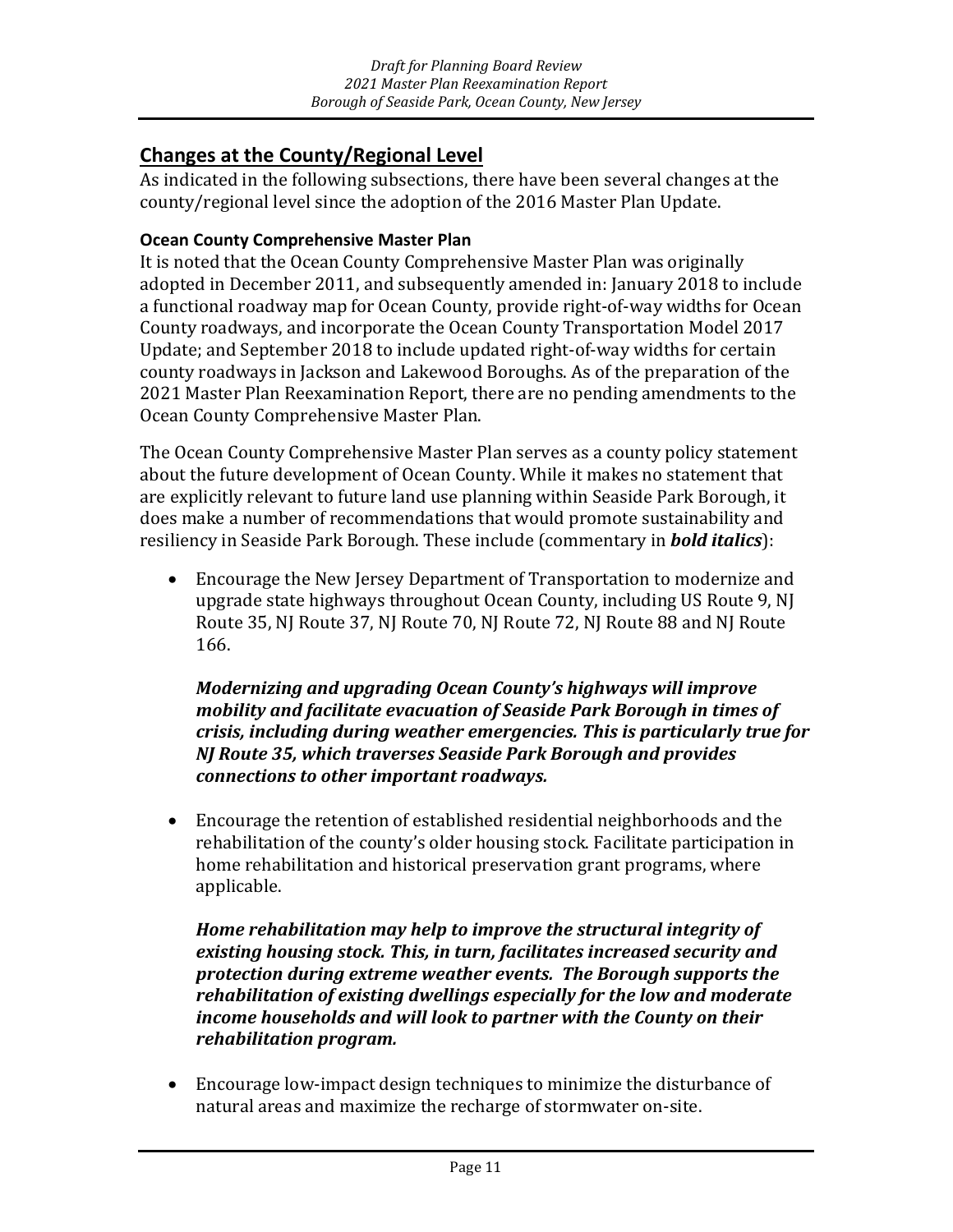## Changes at the County/Regional Level

As indicated in the following subsections, there have been several changes at the county/regional level since the adoption of the 2016 Master Plan Update.

### Ocean County Comprehensive Master Plan

It is noted that the Ocean County Comprehensive Master Plan was originally adopted in December 2011, and subsequently amended in: January 2018 to include a functional roadway map for Ocean County, provide right-of-way widths for Ocean County roadways, and incorporate the Ocean County Transportation Model 2017 Update; and September 2018 to include updated right-of-way widths for certain county roadways in Jackson and Lakewood Boroughs. As of the preparation of the 2021 Master Plan Reexamination Report, there are no pending amendments to the Ocean County Comprehensive Master Plan.

The Ocean County Comprehensive Master Plan serves as a county policy statement about the future development of Ocean County. While it makes no statement that are explicitly relevant to future land use planning within Seaside Park Borough, it does make a number of recommendations that would promote sustainability and resiliency in Seaside Park Borough. These include (commentary in ***bold italics***):

- Encourage the New Jersey Department of Transportation to modernize and upgrade state highways throughout Ocean County, including US Route 9, NJ Route 35, NJ Route 37, NJ Route 70, NJ Route 72, NJ Route 88 and NJ Route 166.

  ***Modernizing and upgrading Ocean County's highways will improve mobility and facilitate evacuation of Seaside Park Borough in times of crisis, including during weather emergencies. This is particularly true for NJ Route 35, which traverses Seaside Park Borough and provides connections to other important roadways.***

- Encourage the retention of established residential neighborhoods and the rehabilitation of the county's older housing stock. Facilitate participation in home rehabilitation and historical preservation grant programs, where applicable.

  ***Home rehabilitation may help to improve the structural integrity of existing housing stock. This, in turn, facilitates increased security and protection during extreme weather events. The Borough supports the rehabilitation of existing dwellings especially for the low and moderate income households and will look to partner with the County on their rehabilitation program.***

- Encourage low-impact design techniques to minimize the disturbance of natural areas and maximize the recharge of stormwater on-site.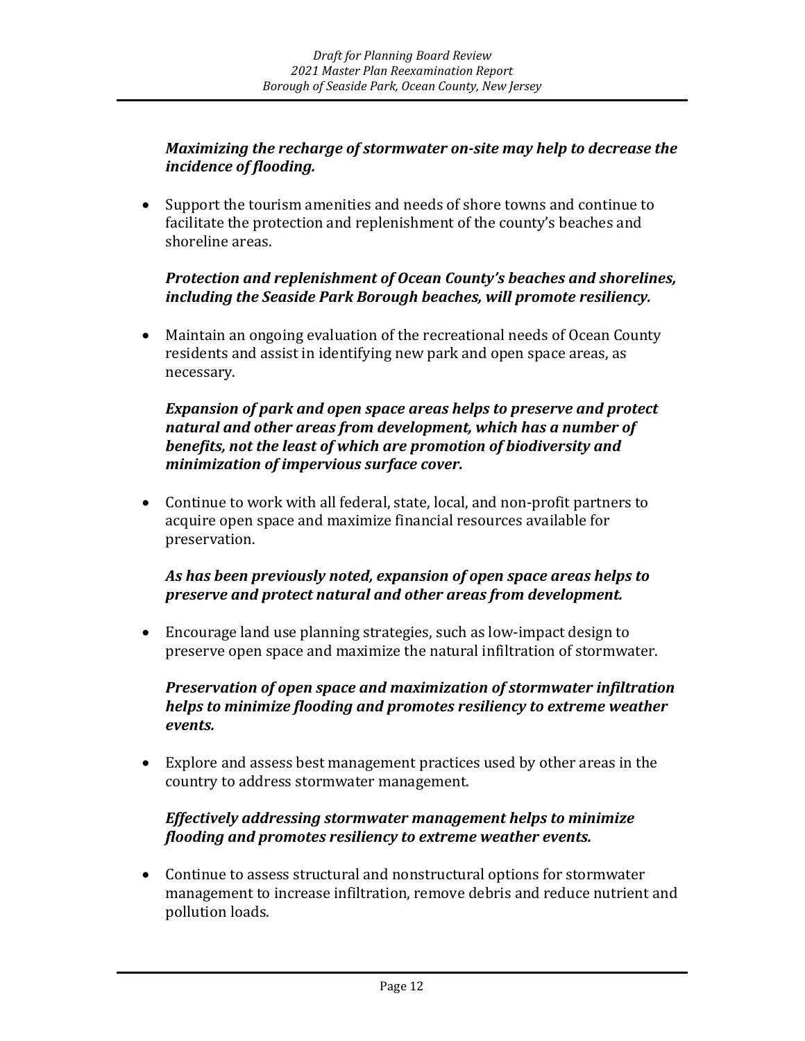***Maximizing the recharge of stormwater on-site may help to decrease the incidence of flooding.***

- Support the tourism amenities and needs of shore towns and continue to facilitate the protection and replenishment of the county's beaches and shoreline areas.

  ***Protection and replenishment of Ocean County's beaches and shorelines, including the Seaside Park Borough beaches, will promote resiliency.***

- Maintain an ongoing evaluation of the recreational needs of Ocean County residents and assist in identifying new park and open space areas, as necessary.

  ***Expansion of park and open space areas helps to preserve and protect natural and other areas from development, which has a number of benefits, not the least of which are promotion of biodiversity and minimization of impervious surface cover.***

- Continue to work with all federal, state, local, and non-profit partners to acquire open space and maximize financial resources available for preservation.

  ***As has been previously noted, expansion of open space areas helps to preserve and protect natural and other areas from development.***

- Encourage land use planning strategies, such as low-impact design to preserve open space and maximize the natural infiltration of stormwater.

  ***Preservation of open space and maximization of stormwater infiltration helps to minimize flooding and promotes resiliency to extreme weather events.***

- Explore and assess best management practices used by other areas in the country to address stormwater management.

  ***Effectively addressing stormwater management helps to minimize flooding and promotes resiliency to extreme weather events.***

- Continue to assess structural and nonstructural options for stormwater management to increase infiltration, remove debris and reduce nutrient and pollution loads.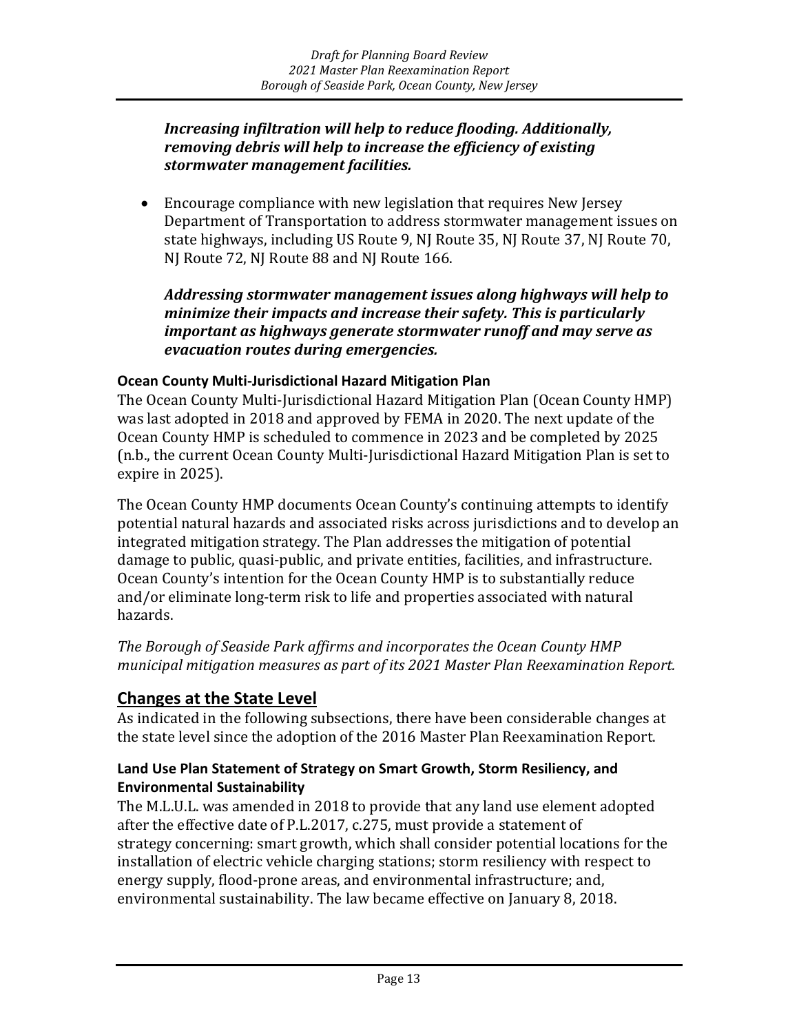***Increasing infiltration will help to reduce flooding. Additionally, removing debris will help to increase the efficiency of existing stormwater management facilities.***

- Encourage compliance with new legislation that requires New Jersey Department of Transportation to address stormwater management issues on state highways, including US Route 9, NJ Route 35, NJ Route 37, NJ Route 70, NJ Route 72, NJ Route 88 and NJ Route 166.

  ***Addressing stormwater management issues along highways will help to minimize their impacts and increase their safety. This is particularly important as highways generate stormwater runoff and may serve as evacuation routes during emergencies.***

### Ocean County Multi-Jurisdictional Hazard Mitigation Plan

The Ocean County Multi-Jurisdictional Hazard Mitigation Plan (Ocean County HMP) was last adopted in 2018 and approved by FEMA in 2020. The next update of the Ocean County HMP is scheduled to commence in 2023 and be completed by 2025 (n.b., the current Ocean County Multi-Jurisdictional Hazard Mitigation Plan is set to expire in 2025).

The Ocean County HMP documents Ocean County's continuing attempts to identify potential natural hazards and associated risks across jurisdictions and to develop an integrated mitigation strategy. The Plan addresses the mitigation of potential damage to public, quasi-public, and private entities, facilities, and infrastructure. Ocean County's intention for the Ocean County HMP is to substantially reduce and/or eliminate long-term risk to life and properties associated with natural hazards.

*The Borough of Seaside Park affirms and incorporates the Ocean County HMP municipal mitigation measures as part of its 2021 Master Plan Reexamination Report.*

## Changes at the State Level

As indicated in the following subsections, there have been considerable changes at the state level since the adoption of the 2016 Master Plan Reexamination Report.

### Land Use Plan Statement of Strategy on Smart Growth, Storm Resiliency, and Environmental Sustainability

The M.L.U.L. was amended in 2018 to provide that any land use element adopted after the effective date of P.L.2017, c.275, must provide a statement of strategy concerning: smart growth, which shall consider potential locations for the installation of electric vehicle charging stations; storm resiliency with respect to energy supply, flood-prone areas, and environmental infrastructure; and, environmental sustainability. The law became effective on January 8, 2018.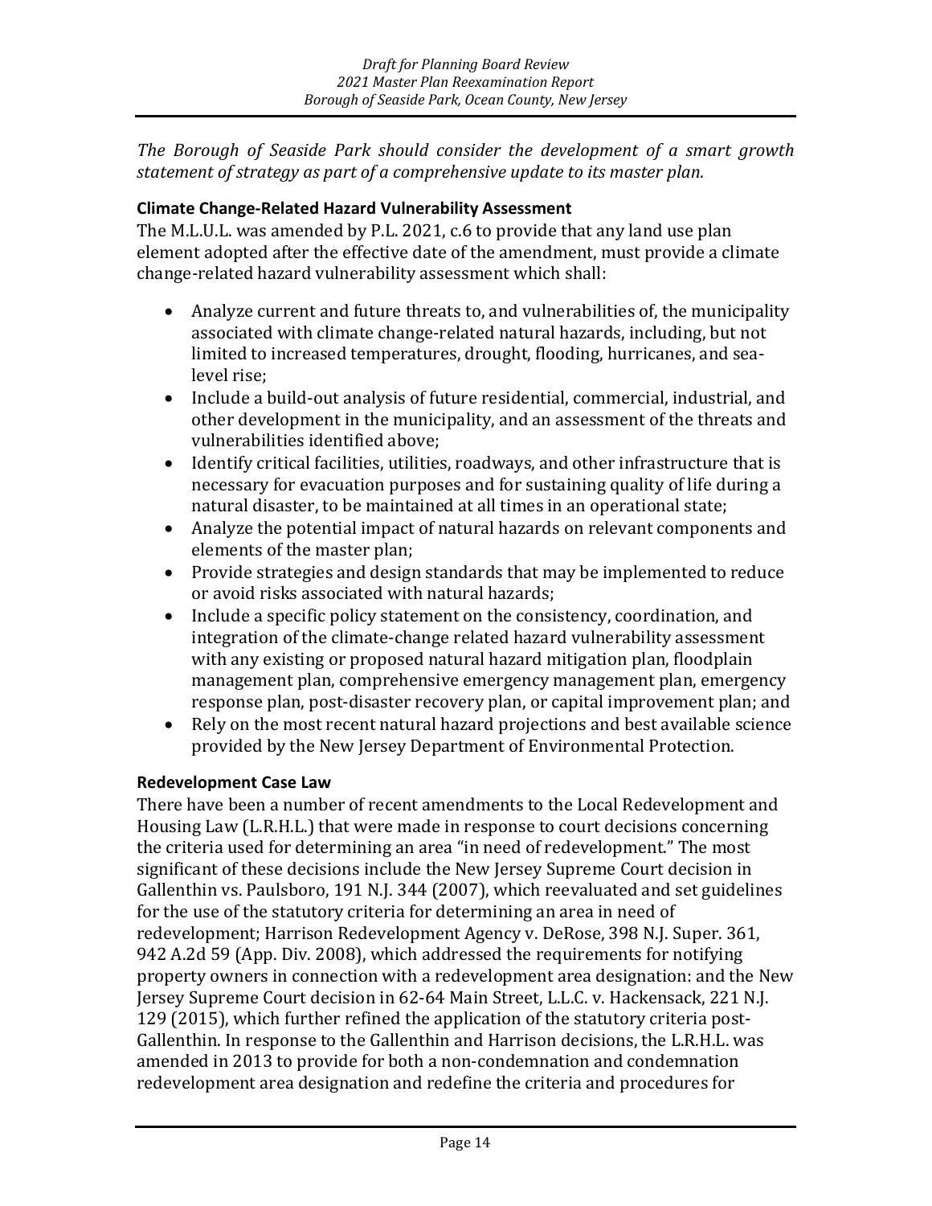*The Borough of Seaside Park should consider the development of a smart growth statement of strategy as part of a comprehensive update to its master plan.*

**Climate Change-Related Hazard Vulnerability Assessment**

The M.L.U.L. was amended by P.L. 2021, c.6 to provide that any land use plan element adopted after the effective date of the amendment, must provide a climate change-related hazard vulnerability assessment which shall:

- Analyze current and future threats to, and vulnerabilities of, the municipality associated with climate change-related natural hazards, including, but not limited to increased temperatures, drought, flooding, hurricanes, and sea-level rise;
- Include a build-out analysis of future residential, commercial, industrial, and other development in the municipality, and an assessment of the threats and vulnerabilities identified above;
- Identify critical facilities, utilities, roadways, and other infrastructure that is necessary for evacuation purposes and for sustaining quality of life during a natural disaster, to be maintained at all times in an operational state;
- Analyze the potential impact of natural hazards on relevant components and elements of the master plan;
- Provide strategies and design standards that may be implemented to reduce or avoid risks associated with natural hazards;
- Include a specific policy statement on the consistency, coordination, and integration of the climate-change related hazard vulnerability assessment with any existing or proposed natural hazard mitigation plan, floodplain management plan, comprehensive emergency management plan, emergency response plan, post-disaster recovery plan, or capital improvement plan; and
- Rely on the most recent natural hazard projections and best available science provided by the New Jersey Department of Environmental Protection.

**Redevelopment Case Law**

There have been a number of recent amendments to the Local Redevelopment and Housing Law (L.R.H.L.) that were made in response to court decisions concerning the criteria used for determining an area "in need of redevelopment." The most significant of these decisions include the New Jersey Supreme Court decision in Gallenthin vs. Paulsboro, 191 N.J. 344 (2007), which reevaluated and set guidelines for the use of the statutory criteria for determining an area in need of redevelopment; Harrison Redevelopment Agency v. DeRose, 398 N.J. Super. 361, 942 A.2d 59 (App. Div. 2008), which addressed the requirements for notifying property owners in connection with a redevelopment area designation: and the New Jersey Supreme Court decision in 62-64 Main Street, L.L.C. v. Hackensack, 221 N.J. 129 (2015), which further refined the application of the statutory criteria post-Gallenthin. In response to the Gallenthin and Harrison decisions, the L.R.H.L. was amended in 2013 to provide for both a non-condemnation and condemnation redevelopment area designation and redefine the criteria and procedures for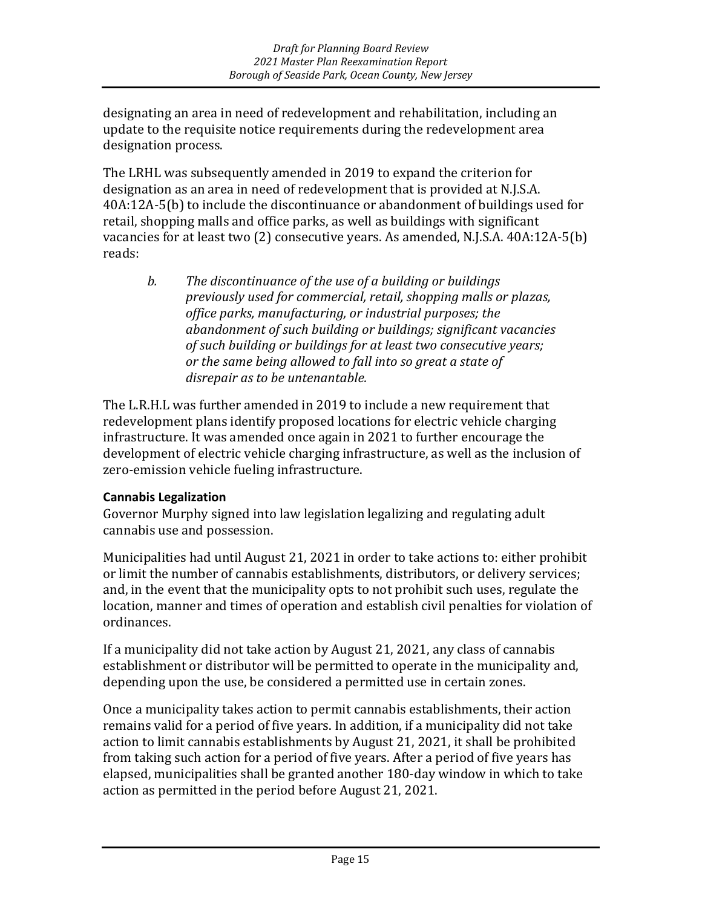designating an area in need of redevelopment and rehabilitation, including an update to the requisite notice requirements during the redevelopment area designation process.

The LRHL was subsequently amended in 2019 to expand the criterion for designation as an area in need of redevelopment that is provided at N.J.S.A. 40A:12A-5(b) to include the discontinuance or abandonment of buildings used for retail, shopping malls and office parks, as well as buildings with significant vacancies for at least two (2) consecutive years. As amended, N.J.S.A. 40A:12A-5(b) reads:

> *b. The discontinuance of the use of a building or buildings previously used for commercial, retail, shopping malls or plazas, office parks, manufacturing, or industrial purposes; the abandonment of such building or buildings; significant vacancies of such building or buildings for at least two consecutive years; or the same being allowed to fall into so great a state of disrepair as to be untenantable.*

The L.R.H.L was further amended in 2019 to include a new requirement that redevelopment plans identify proposed locations for electric vehicle charging infrastructure. It was amended once again in 2021 to further encourage the development of electric vehicle charging infrastructure, as well as the inclusion of zero-emission vehicle fueling infrastructure.

**Cannabis Legalization**

Governor Murphy signed into law legislation legalizing and regulating adult cannabis use and possession.

Municipalities had until August 21, 2021 in order to take actions to: either prohibit or limit the number of cannabis establishments, distributors, or delivery services; and, in the event that the municipality opts to not prohibit such uses, regulate the location, manner and times of operation and establish civil penalties for violation of ordinances.

If a municipality did not take action by August 21, 2021, any class of cannabis establishment or distributor will be permitted to operate in the municipality and, depending upon the use, be considered a permitted use in certain zones.

Once a municipality takes action to permit cannabis establishments, their action remains valid for a period of five years. In addition, if a municipality did not take action to limit cannabis establishments by August 21, 2021, it shall be prohibited from taking such action for a period of five years. After a period of five years has elapsed, municipalities shall be granted another 180-day window in which to take action as permitted in the period before August 21, 2021.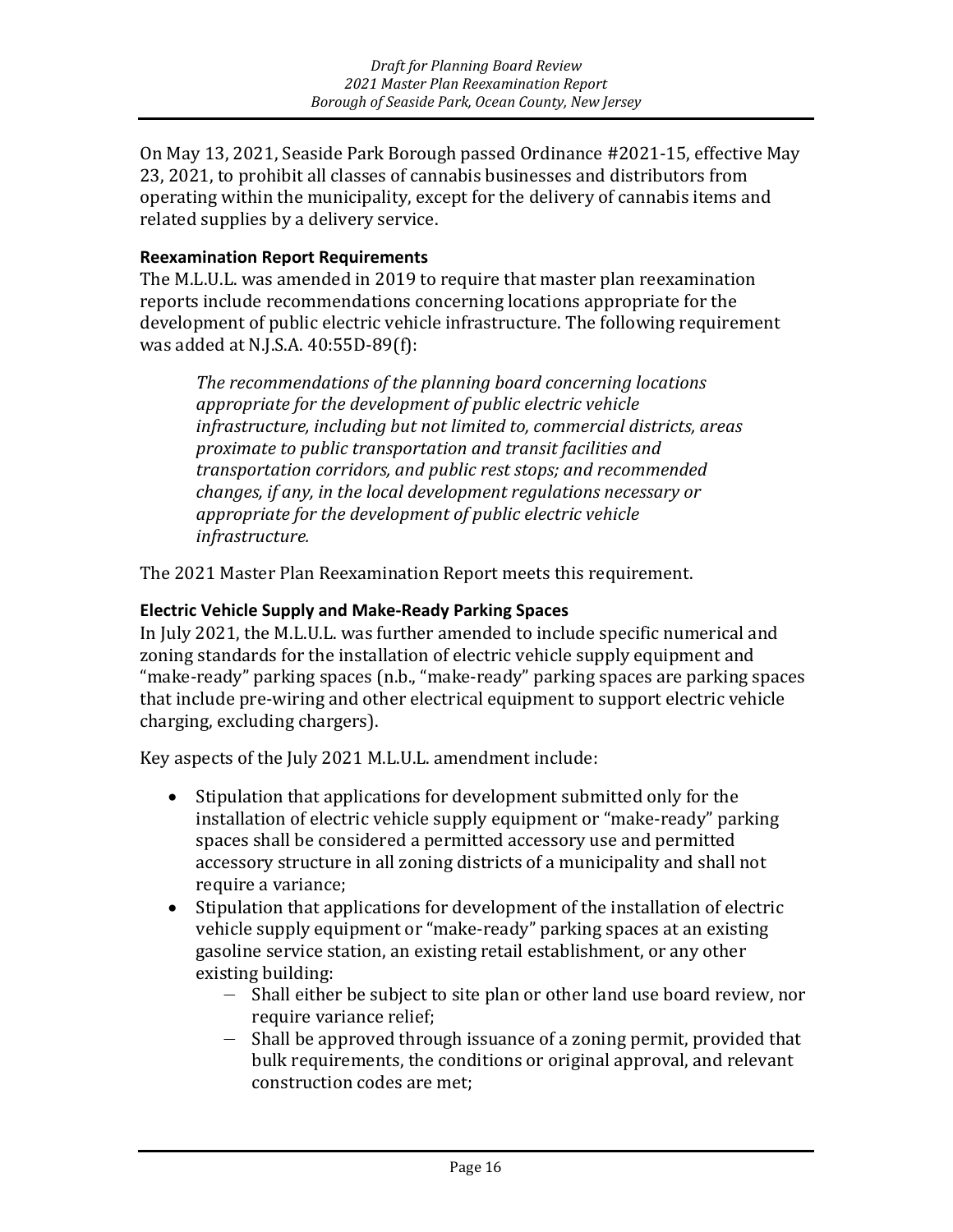On May 13, 2021, Seaside Park Borough passed Ordinance #2021-15, effective May 23, 2021, to prohibit all classes of cannabis businesses and distributors from operating within the municipality, except for the delivery of cannabis items and related supplies by a delivery service.

**Reexamination Report Requirements**

The M.L.U.L. was amended in 2019 to require that master plan reexamination reports include recommendations concerning locations appropriate for the development of public electric vehicle infrastructure. The following requirement was added at N.J.S.A. 40:55D-89(f):

> *The recommendations of the planning board concerning locations appropriate for the development of public electric vehicle infrastructure, including but not limited to, commercial districts, areas proximate to public transportation and transit facilities and transportation corridors, and public rest stops; and recommended changes, if any, in the local development regulations necessary or appropriate for the development of public electric vehicle infrastructure.*

The 2021 Master Plan Reexamination Report meets this requirement.

**Electric Vehicle Supply and Make-Ready Parking Spaces**

In July 2021, the M.L.U.L. was further amended to include specific numerical and zoning standards for the installation of electric vehicle supply equipment and "make-ready" parking spaces (n.b., "make-ready" parking spaces are parking spaces that include pre-wiring and other electrical equipment to support electric vehicle charging, excluding chargers).

Key aspects of the July 2021 M.L.U.L. amendment include:

- Stipulation that applications for development submitted only for the installation of electric vehicle supply equipment or "make-ready" parking spaces shall be considered a permitted accessory use and permitted accessory structure in all zoning districts of a municipality and shall not require a variance;
- Stipulation that applications for development of the installation of electric vehicle supply equipment or "make-ready" parking spaces at an existing gasoline service station, an existing retail establishment, or any other existing building:
  - Shall either be subject to site plan or other land use board review, nor require variance relief;
  - Shall be approved through issuance of a zoning permit, provided that bulk requirements, the conditions or original approval, and relevant construction codes are met;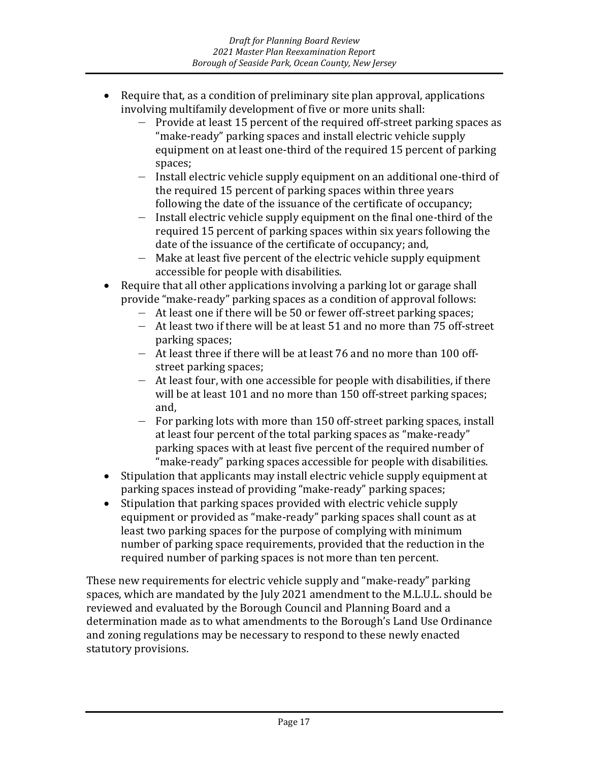- Require that, as a condition of preliminary site plan approval, applications involving multifamily development of five or more units shall:
  - Provide at least 15 percent of the required off-street parking spaces as "make-ready" parking spaces and install electric vehicle supply equipment on at least one-third of the required 15 percent of parking spaces;
  - Install electric vehicle supply equipment on an additional one-third of the required 15 percent of parking spaces within three years following the date of the issuance of the certificate of occupancy;
  - Install electric vehicle supply equipment on the final one-third of the required 15 percent of parking spaces within six years following the date of the issuance of the certificate of occupancy; and,
  - Make at least five percent of the electric vehicle supply equipment accessible for people with disabilities.
- Require that all other applications involving a parking lot or garage shall provide "make-ready" parking spaces as a condition of approval follows:
  - At least one if there will be 50 or fewer off-street parking spaces;
  - At least two if there will be at least 51 and no more than 75 off-street parking spaces;
  - At least three if there will be at least 76 and no more than 100 off-street parking spaces;
  - At least four, with one accessible for people with disabilities, if there will be at least 101 and no more than 150 off-street parking spaces; and,
  - For parking lots with more than 150 off-street parking spaces, install at least four percent of the total parking spaces as "make-ready" parking spaces with at least five percent of the required number of "make-ready" parking spaces accessible for people with disabilities.
- Stipulation that applicants may install electric vehicle supply equipment at parking spaces instead of providing "make-ready" parking spaces;
- Stipulation that parking spaces provided with electric vehicle supply equipment or provided as "make-ready" parking spaces shall count as at least two parking spaces for the purpose of complying with minimum number of parking space requirements, provided that the reduction in the required number of parking spaces is not more than ten percent.

These new requirements for electric vehicle supply and "make-ready" parking spaces, which are mandated by the July 2021 amendment to the M.L.U.L. should be reviewed and evaluated by the Borough Council and Planning Board and a determination made as to what amendments to the Borough's Land Use Ordinance and zoning regulations may be necessary to respond to these newly enacted statutory provisions.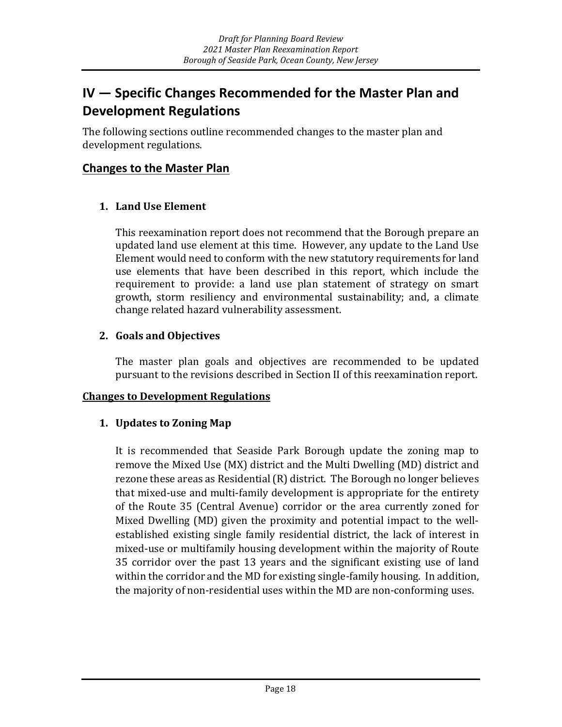# IV — Specific Changes Recommended for the Master Plan and Development Regulations

The following sections outline recommended changes to the master plan and development regulations.

## Changes to the Master Plan

### 1. Land Use Element

This reexamination report does not recommend that the Borough prepare an updated land use element at this time. However, any update to the Land Use Element would need to conform with the new statutory requirements for land use elements that have been described in this report, which include the requirement to provide: a land use plan statement of strategy on smart growth, storm resiliency and environmental sustainability; and, a climate change related hazard vulnerability assessment.

### 2. Goals and Objectives

The master plan goals and objectives are recommended to be updated pursuant to the revisions described in Section II of this reexamination report.

## Changes to Development Regulations

### 1. Updates to Zoning Map

It is recommended that Seaside Park Borough update the zoning map to remove the Mixed Use (MX) district and the Multi Dwelling (MD) district and rezone these areas as Residential (R) district. The Borough no longer believes that mixed-use and multi-family development is appropriate for the entirety of the Route 35 (Central Avenue) corridor or the area currently zoned for Mixed Dwelling (MD) given the proximity and potential impact to the well-established existing single family residential district, the lack of interest in mixed-use or multifamily housing development within the majority of Route 35 corridor over the past 13 years and the significant existing use of land within the corridor and the MD for existing single-family housing. In addition, the majority of non-residential uses within the MD are non-conforming uses.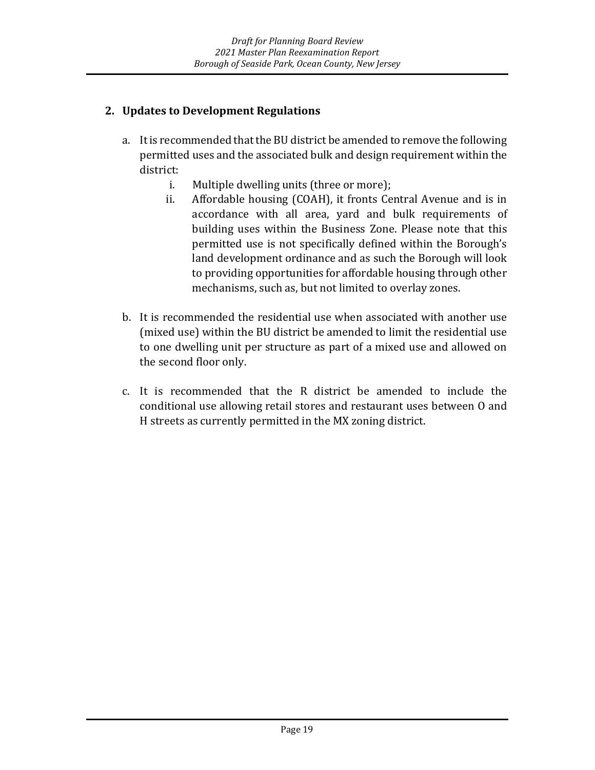## 2. Updates to Development Regulations

a. It is recommended that the BU district be amended to remove the following permitted uses and the associated bulk and design requirement within the district:

    i. Multiple dwelling units (three or more);

    ii. Affordable housing (COAH), it fronts Central Avenue and is in accordance with all area, yard and bulk requirements of building uses within the Business Zone. Please note that this permitted use is not specifically defined within the Borough's land development ordinance and as such the Borough will look to providing opportunities for affordable housing through other mechanisms, such as, but not limited to overlay zones.

b. It is recommended the residential use when associated with another use (mixed use) within the BU district be amended to limit the residential use to one dwelling unit per structure as part of a mixed use and allowed on the second floor only.

c. It is recommended that the R district be amended to include the conditional use allowing retail stores and restaurant uses between O and H streets as currently permitted in the MX zoning district.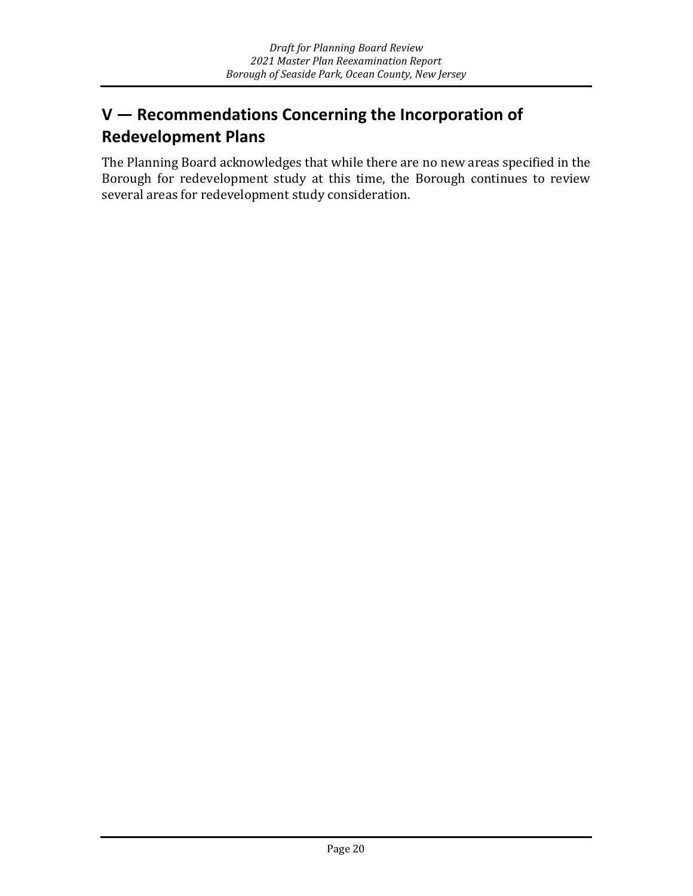## V — Recommendations Concerning the Incorporation of Redevelopment Plans

The Planning Board acknowledges that while there are no new areas specified in the Borough for redevelopment study at this time, the Borough continues to review several areas for redevelopment study consideration.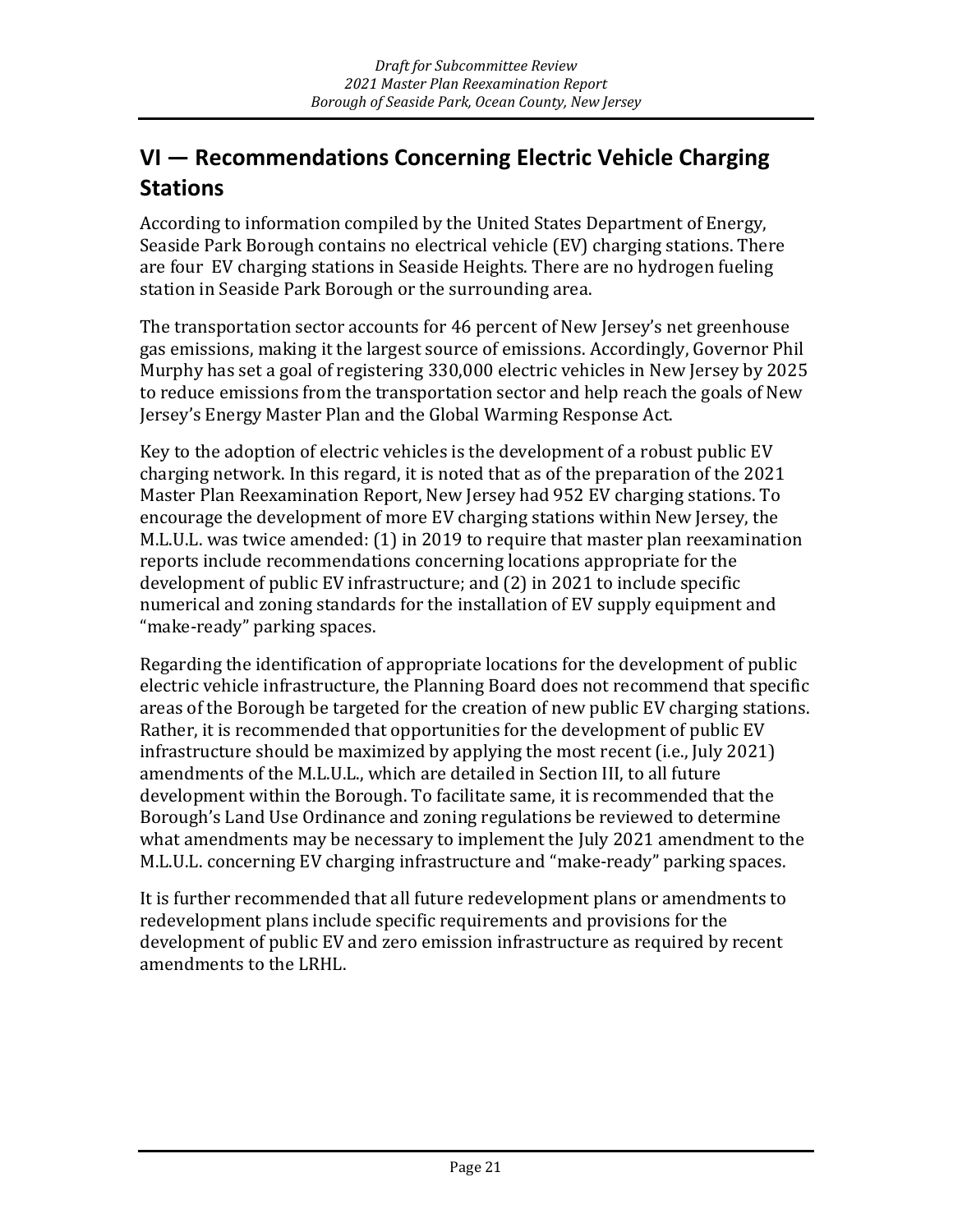## VI — Recommendations Concerning Electric Vehicle Charging Stations

According to information compiled by the United States Department of Energy, Seaside Park Borough contains no electrical vehicle (EV) charging stations. There are four EV charging stations in Seaside Heights. There are no hydrogen fueling station in Seaside Park Borough or the surrounding area.

The transportation sector accounts for 46 percent of New Jersey's net greenhouse gas emissions, making it the largest source of emissions. Accordingly, Governor Phil Murphy has set a goal of registering 330,000 electric vehicles in New Jersey by 2025 to reduce emissions from the transportation sector and help reach the goals of New Jersey's Energy Master Plan and the Global Warming Response Act.

Key to the adoption of electric vehicles is the development of a robust public EV charging network. In this regard, it is noted that as of the preparation of the 2021 Master Plan Reexamination Report, New Jersey had 952 EV charging stations. To encourage the development of more EV charging stations within New Jersey, the M.L.U.L. was twice amended: (1) in 2019 to require that master plan reexamination reports include recommendations concerning locations appropriate for the development of public EV infrastructure; and (2) in 2021 to include specific numerical and zoning standards for the installation of EV supply equipment and "make-ready" parking spaces.

Regarding the identification of appropriate locations for the development of public electric vehicle infrastructure, the Planning Board does not recommend that specific areas of the Borough be targeted for the creation of new public EV charging stations. Rather, it is recommended that opportunities for the development of public EV infrastructure should be maximized by applying the most recent (i.e., July 2021) amendments of the M.L.U.L., which are detailed in Section III, to all future development within the Borough. To facilitate same, it is recommended that the Borough's Land Use Ordinance and zoning regulations be reviewed to determine what amendments may be necessary to implement the July 2021 amendment to the M.L.U.L. concerning EV charging infrastructure and "make-ready" parking spaces.

It is further recommended that all future redevelopment plans or amendments to redevelopment plans include specific requirements and provisions for the development of public EV and zero emission infrastructure as required by recent amendments to the LRHL.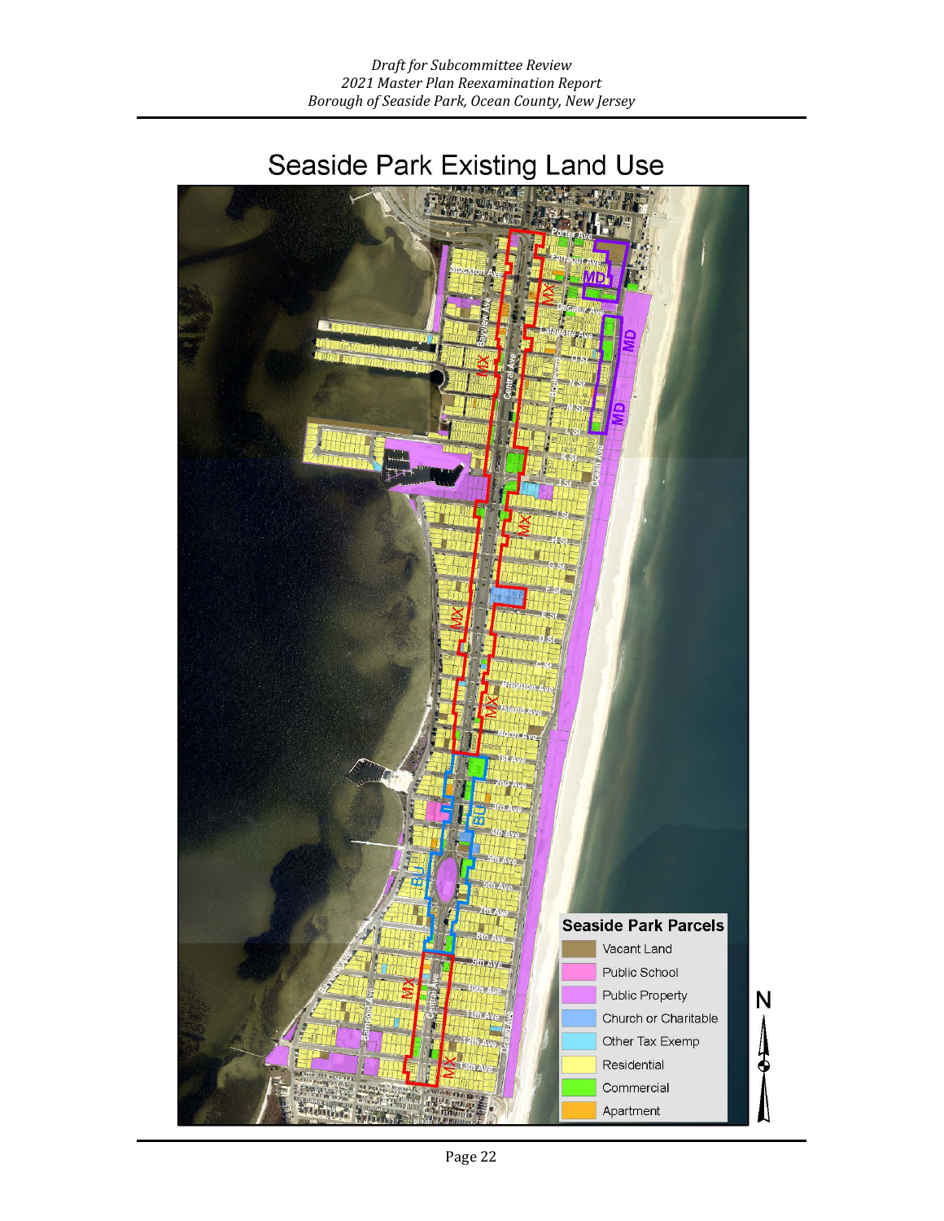# Seaside Park Existing Land Use

Seaside Park Parcels

Vacant Land

Public School

Public Property

Church or Charitable

Other Tax Exemp

Residential

Commercial

Apartment

N

MX

MD

BU

Porter Ave

Farragut Ave

Stockton Ave

Decatur Ave

Lafayette Ave

Bayview Ave

Central Ave

Boulevard

O St

N St

M St

L St

K St

J St

I St

H St

G St

F St

E St

D St

C St

Brighton Ave

Island Ave

North Ave

Ocean Ave

1st Ave

2nd Ave

3rd Ave

4th Ave

5th Ave

6th Ave

7th Ave

8th Ave

9th Ave

10th Ave

11th Ave

12th Ave

13th Ave

Barnegat Ave